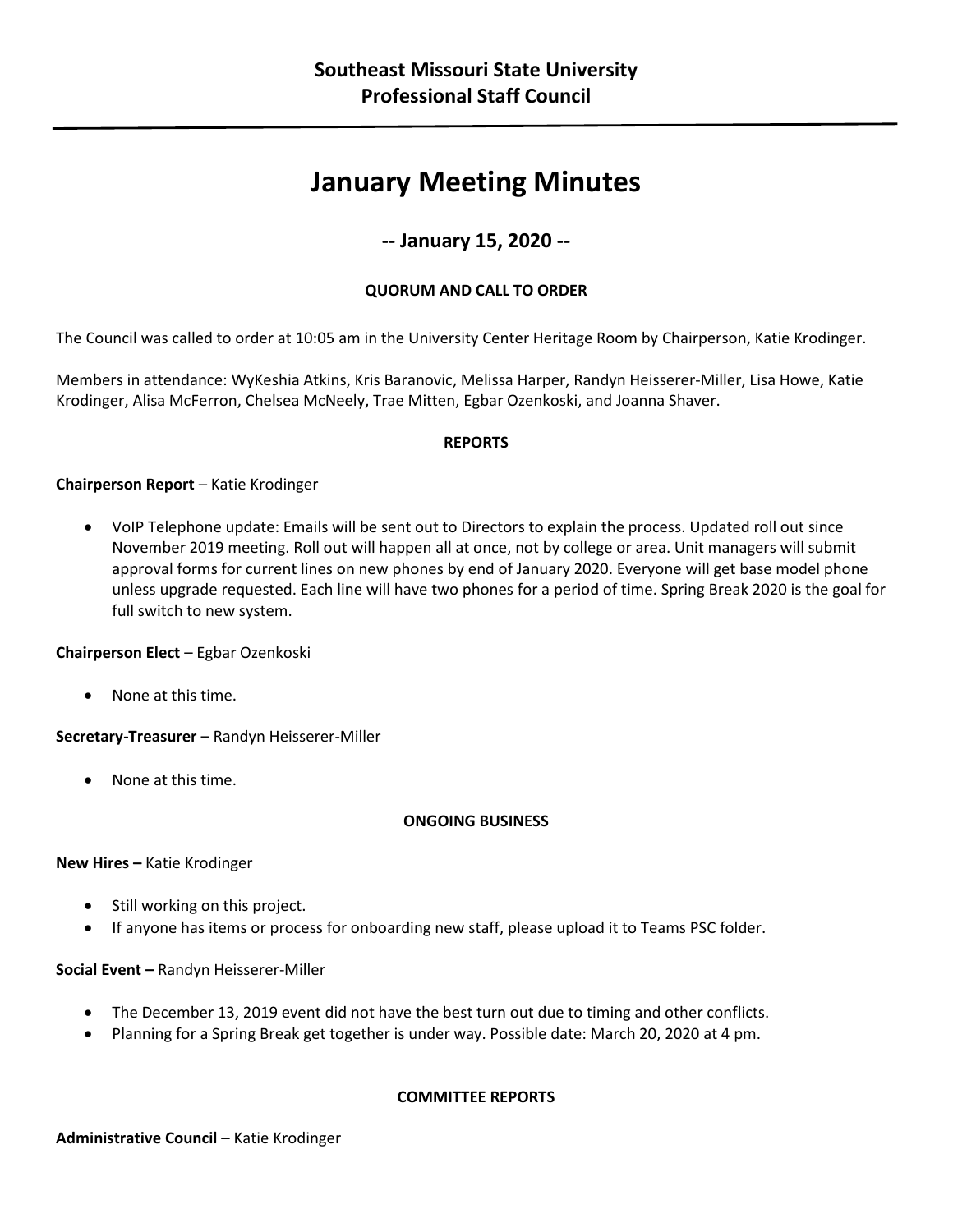# Southeast Missouri State University
# Professional Staff Council

---

## January Meeting Minutes

### -- January 15, 2020 --

**QUORUM AND CALL TO ORDER**

The Council was called to order at 10:05 am in the University Center Heritage Room by Chairperson, Katie Krodinger.

Members in attendance: WyKeshia Atkins, Kris Baranovic, Melissa Harper, Randyn Heisserer-Miller, Lisa Howe, Katie Krodinger, Alisa McFerron, Chelsea McNeely, Trae Mitten, Egbar Ozenkoski, and Joanna Shaver.

**REPORTS**

**Chairperson Report** – Katie Krodinger

- VoIP Telephone update: Emails will be sent out to Directors to explain the process. Updated roll out since November 2019 meeting. Roll out will happen all at once, not by college or area. Unit managers will submit approval forms for current lines on new phones by end of January 2020. Everyone will get base model phone unless upgrade requested. Each line will have two phones for a period of time. Spring Break 2020 is the goal for full switch to new system.

**Chairperson Elect** – Egbar Ozenkoski

- None at this time.

**Secretary-Treasurer** – Randyn Heisserer-Miller

- None at this time.

**ONGOING BUSINESS**

**New Hires –** Katie Krodinger

- Still working on this project.
- If anyone has items or process for onboarding new staff, please upload it to Teams PSC folder.

**Social Event –** Randyn Heisserer-Miller

- The December 13, 2019 event did not have the best turn out due to timing and other conflicts.
- Planning for a Spring Break get together is under way. Possible date: March 20, 2020 at 4 pm.

**COMMITTEE REPORTS**

**Administrative Council** – Katie Krodinger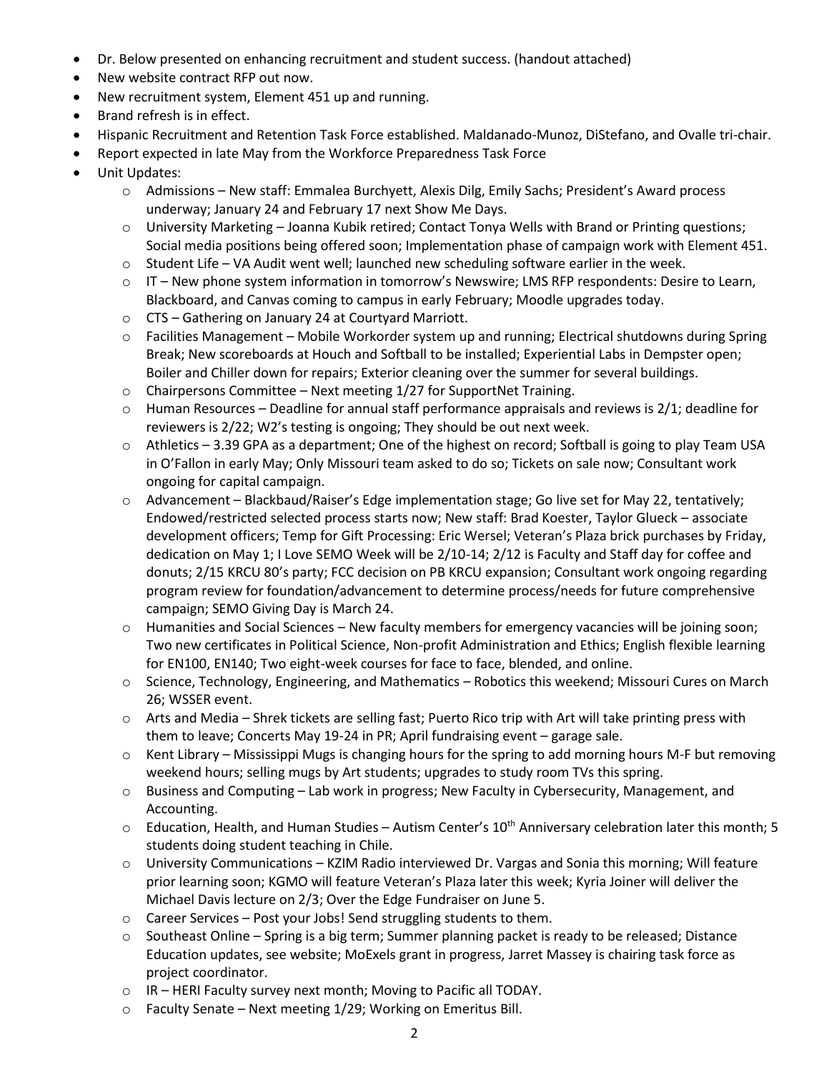- Dr. Below presented on enhancing recruitment and student success. (handout attached)
- New website contract RFP out now.
- New recruitment system, Element 451 up and running.
- Brand refresh is in effect.
- Hispanic Recruitment and Retention Task Force established. Maldanado-Munoz, DiStefano, and Ovalle tri-chair.
- Report expected in late May from the Workforce Preparedness Task Force
- Unit Updates:
  - Admissions – New staff: Emmalea Burchyett, Alexis Dilg, Emily Sachs; President's Award process underway; January 24 and February 17 next Show Me Days.
  - University Marketing – Joanna Kubik retired; Contact Tonya Wells with Brand or Printing questions; Social media positions being offered soon; Implementation phase of campaign work with Element 451.
  - Student Life – VA Audit went well; launched new scheduling software earlier in the week.
  - IT – New phone system information in tomorrow's Newswire; LMS RFP respondents: Desire to Learn, Blackboard, and Canvas coming to campus in early February; Moodle upgrades today.
  - CTS – Gathering on January 24 at Courtyard Marriott.
  - Facilities Management – Mobile Workorder system up and running; Electrical shutdowns during Spring Break; New scoreboards at Houch and Softball to be installed; Experiential Labs in Dempster open; Boiler and Chiller down for repairs; Exterior cleaning over the summer for several buildings.
  - Chairpersons Committee – Next meeting 1/27 for SupportNet Training.
  - Human Resources – Deadline for annual staff performance appraisals and reviews is 2/1; deadline for reviewers is 2/22; W2's testing is ongoing; They should be out next week.
  - Athletics – 3.39 GPA as a department; One of the highest on record; Softball is going to play Team USA in O'Fallon in early May; Only Missouri team asked to do so; Tickets on sale now; Consultant work ongoing for capital campaign.
  - Advancement – Blackbaud/Raiser's Edge implementation stage; Go live set for May 22, tentatively; Endowed/restricted selected process starts now; New staff: Brad Koester, Taylor Glueck – associate development officers; Temp for Gift Processing: Eric Wersel; Veteran's Plaza brick purchases by Friday, dedication on May 1; I Love SEMO Week will be 2/10-14; 2/12 is Faculty and Staff day for coffee and donuts; 2/15 KRCU 80's party; FCC decision on PB KRCU expansion; Consultant work ongoing regarding program review for foundation/advancement to determine process/needs for future comprehensive campaign; SEMO Giving Day is March 24.
  - Humanities and Social Sciences – New faculty members for emergency vacancies will be joining soon; Two new certificates in Political Science, Non-profit Administration and Ethics; English flexible learning for EN100, EN140; Two eight-week courses for face to face, blended, and online.
  - Science, Technology, Engineering, and Mathematics – Robotics this weekend; Missouri Cures on March 26; WSSER event.
  - Arts and Media – Shrek tickets are selling fast; Puerto Rico trip with Art will take printing press with them to leave; Concerts May 19-24 in PR; April fundraising event – garage sale.
  - Kent Library – Mississippi Mugs is changing hours for the spring to add morning hours M-F but removing weekend hours; selling mugs by Art students; upgrades to study room TVs this spring.
  - Business and Computing – Lab work in progress; New Faculty in Cybersecurity, Management, and Accounting.
  - Education, Health, and Human Studies – Autism Center's 10th Anniversary celebration later this month; 5 students doing student teaching in Chile.
  - University Communications – KZIM Radio interviewed Dr. Vargas and Sonia this morning; Will feature prior learning soon; KGMO will feature Veteran's Plaza later this week; Kyria Joiner will deliver the Michael Davis lecture on 2/3; Over the Edge Fundraiser on June 5.
  - Career Services – Post your Jobs! Send struggling students to them.
  - Southeast Online – Spring is a big term; Summer planning packet is ready to be released; Distance Education updates, see website; MoExels grant in progress, Jarret Massey is chairing task force as project coordinator.
  - IR – HERI Faculty survey next month; Moving to Pacific all TODAY.
  - Faculty Senate – Next meeting 1/29; Working on Emeritus Bill.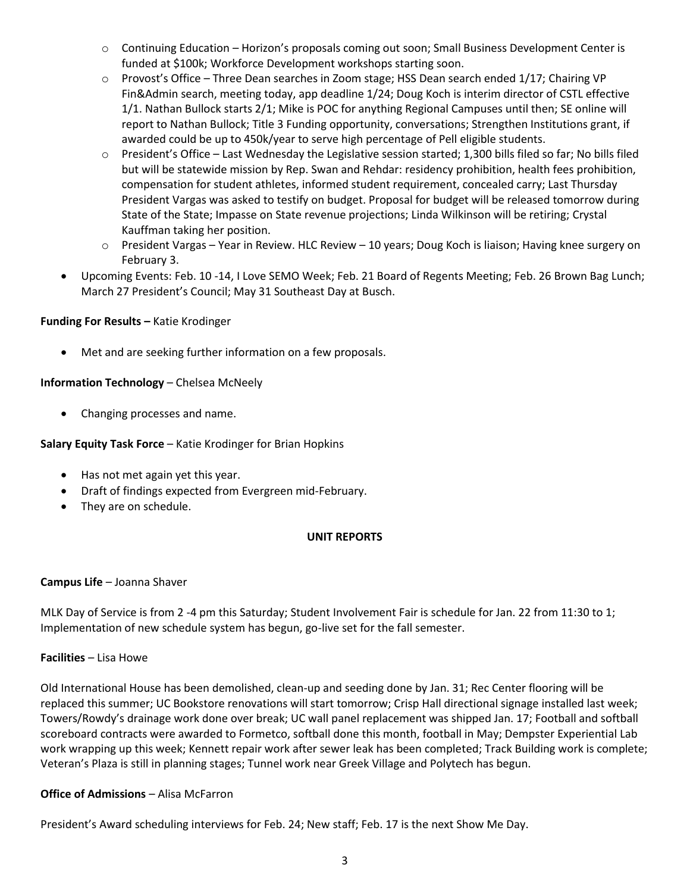- Continuing Education – Horizon's proposals coming out soon; Small Business Development Center is funded at $100k; Workforce Development workshops starting soon.
  - Provost's Office – Three Dean searches in Zoom stage; HSS Dean search ended 1/17; Chairing VP Fin&Admin search, meeting today, app deadline 1/24; Doug Koch is interim director of CSTL effective 1/1. Nathan Bullock starts 2/1; Mike is POC for anything Regional Campuses until then; SE online will report to Nathan Bullock; Title 3 Funding opportunity, conversations; Strengthen Institutions grant, if awarded could be up to 450k/year to serve high percentage of Pell eligible students.
  - President's Office – Last Wednesday the Legislative session started; 1,300 bills filed so far; No bills filed but will be statewide mission by Rep. Swan and Rehdar: residency prohibition, health fees prohibition, compensation for student athletes, informed student requirement, concealed carry; Last Thursday President Vargas was asked to testify on budget. Proposal for budget will be released tomorrow during State of the State; Impasse on State revenue projections; Linda Wilkinson will be retiring; Crystal Kauffman taking her position.
  - President Vargas – Year in Review. HLC Review – 10 years; Doug Koch is liaison; Having knee surgery on February 3.
- Upcoming Events: Feb. 10 -14, I Love SEMO Week; Feb. 21 Board of Regents Meeting; Feb. 26 Brown Bag Lunch; March 27 President's Council; May 31 Southeast Day at Busch.

**Funding For Results –** Katie Krodinger

- Met and are seeking further information on a few proposals.

**Information Technology** – Chelsea McNeely

- Changing processes and name.

**Salary Equity Task Force** – Katie Krodinger for Brian Hopkins

- Has not met again yet this year.
- Draft of findings expected from Evergreen mid-February.
- They are on schedule.

## UNIT REPORTS

**Campus Life** – Joanna Shaver

MLK Day of Service is from 2 -4 pm this Saturday; Student Involvement Fair is schedule for Jan. 22 from 11:30 to 1; Implementation of new schedule system has begun, go-live set for the fall semester.

**Facilities** – Lisa Howe

Old International House has been demolished, clean-up and seeding done by Jan. 31; Rec Center flooring will be replaced this summer; UC Bookstore renovations will start tomorrow; Crisp Hall directional signage installed last week; Towers/Rowdy's drainage work done over break; UC wall panel replacement was shipped Jan. 17; Football and softball scoreboard contracts were awarded to Formetco, softball done this month, football in May; Dempster Experiential Lab work wrapping up this week; Kennett repair work after sewer leak has been completed; Track Building work is complete; Veteran's Plaza is still in planning stages; Tunnel work near Greek Village and Polytech has begun.

**Office of Admissions** – Alisa McFarron

President's Award scheduling interviews for Feb. 24; New staff; Feb. 17 is the next Show Me Day.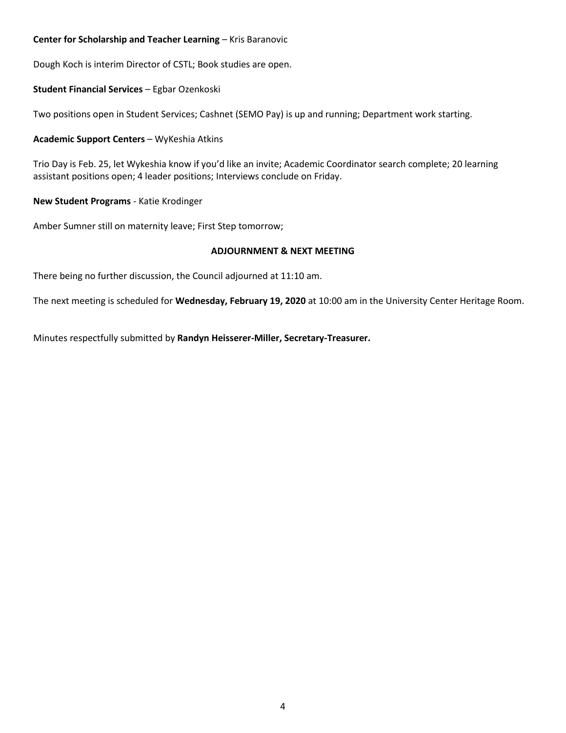**Center for Scholarship and Teacher Learning** – Kris Baranovic

Dough Koch is interim Director of CSTL; Book studies are open.

**Student Financial Services** – Egbar Ozenkoski

Two positions open in Student Services; Cashnet (SEMO Pay) is up and running; Department work starting.

**Academic Support Centers** – WyKeshia Atkins

Trio Day is Feb. 25, let Wykeshia know if you'd like an invite; Academic Coordinator search complete; 20 learning assistant positions open; 4 leader positions; Interviews conclude on Friday.

**New Student Programs** - Katie Krodinger

Amber Sumner still on maternity leave; First Step tomorrow;

**ADJOURNMENT & NEXT MEETING**

There being no further discussion, the Council adjourned at 11:10 am.

The next meeting is scheduled for **Wednesday, February 19, 2020** at 10:00 am in the University Center Heritage Room.

Minutes respectfully submitted by **Randyn Heisserer-Miller, Secretary-Treasurer.**